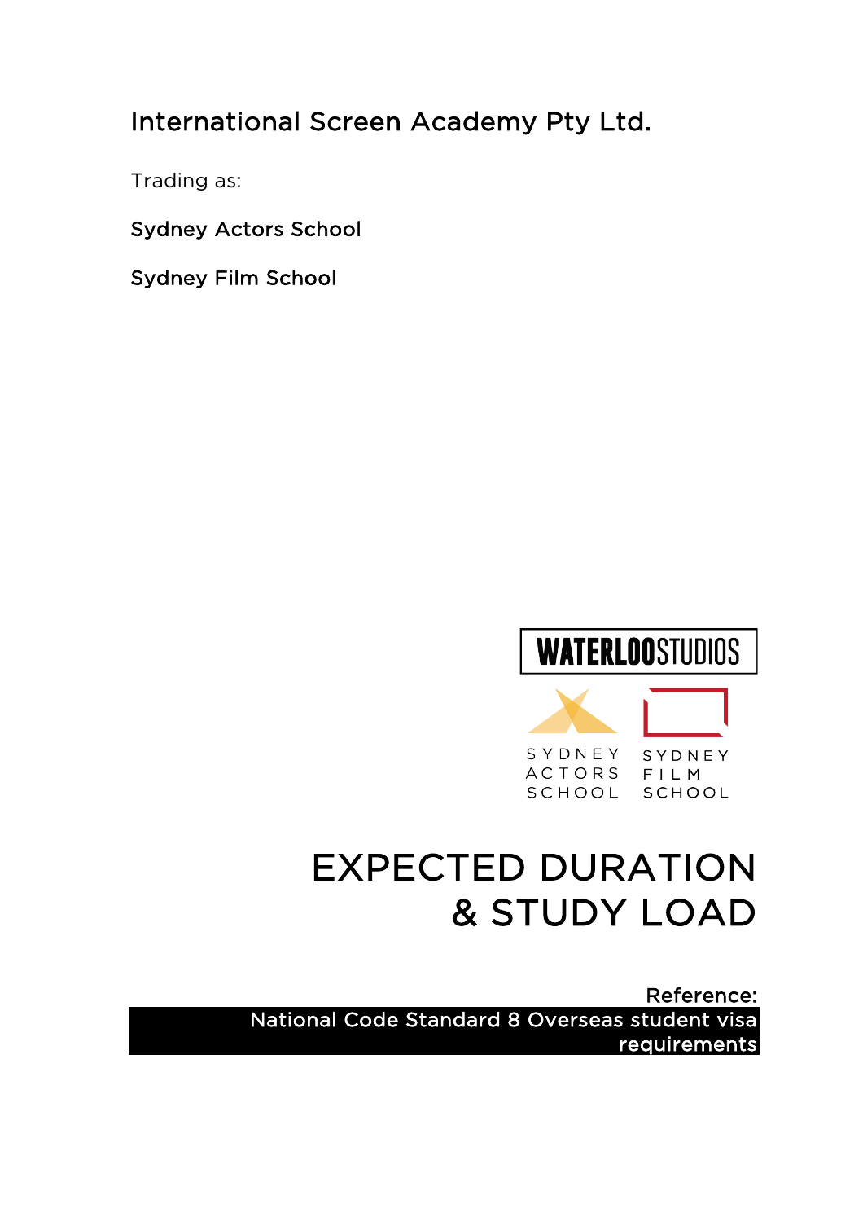International Screen Academy Pty Ltd.

Trading as:

Sydney Actors School

Sydney Film School

WATERLOOSTUDIOS

SYDNEY ACTORS SCHOOL

SYDNEY FILM SCHOOL

# EXPECTED DURATION & STUDY LOAD

Reference:

National Code Standard 8 Overseas student visa requirements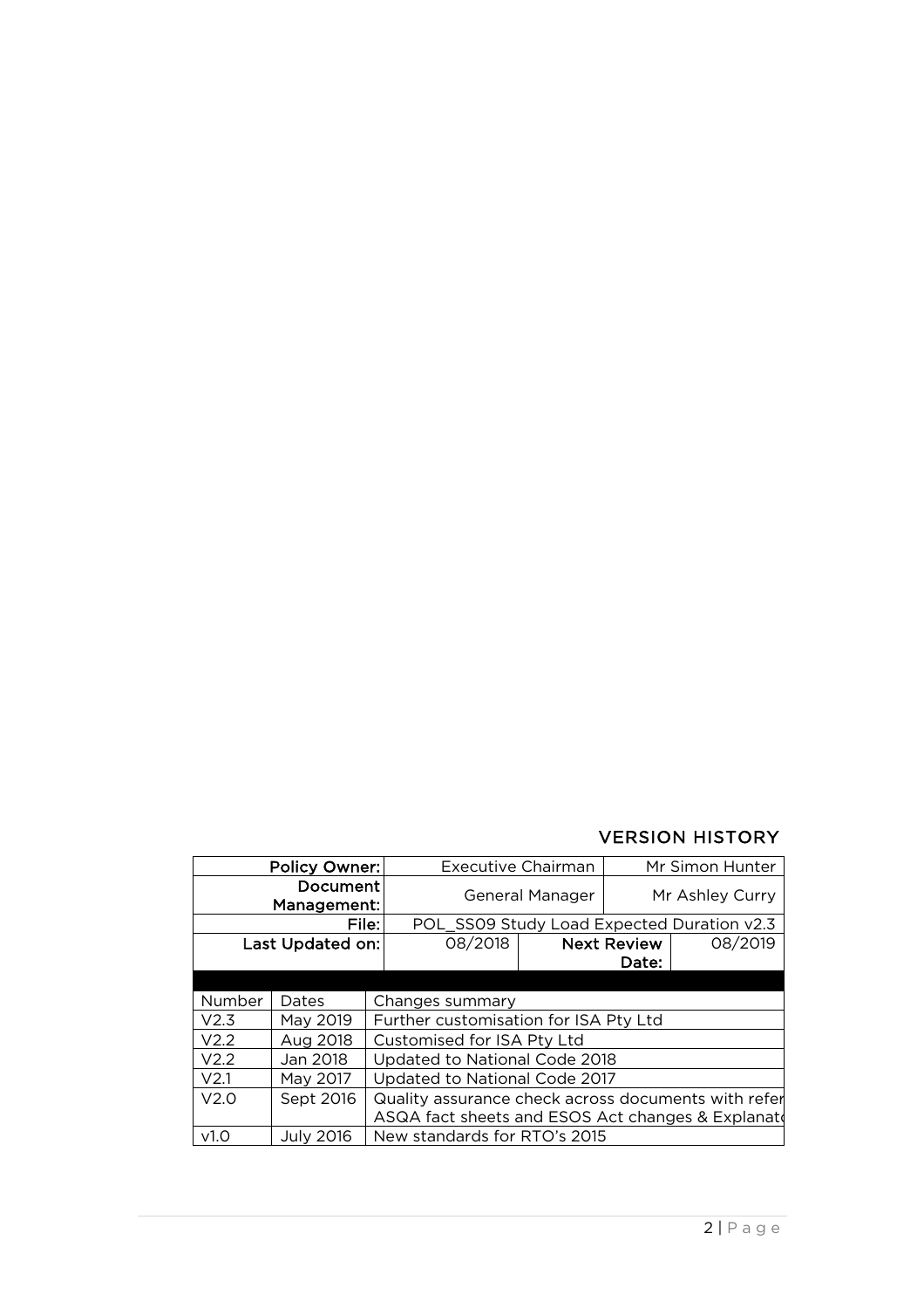## VERSION HISTORY

| Policy Owner: | | Executive Chairman | | Mr Simon Hunter | |
|---|---|---|---|---|---|
| Document Management: | | General Manager | | Mr Ashley Curry | |
| File: | | POL_SS09 Study Load Expected Duration v2.3 | | | |
| Last Updated on: | | 08/2018 | Next Review Date: | | 08/2019 |

| Number | Dates | Changes summary |
|---|---|---|
| V2.3 | May 2019 | Further customisation for ISA Pty Ltd |
| V2.2 | Aug 2018 | Customised for ISA Pty Ltd |
| V2.2 | Jan 2018 | Updated to National Code 2018 |
| V2.1 | May 2017 | Updated to National Code 2017 |
| V2.0 | Sept 2016 | Quality assurance check across documents with refer ASQA fact sheets and ESOS Act changes & Explanat |
| v1.0 | July 2016 | New standards for RTO's 2015 |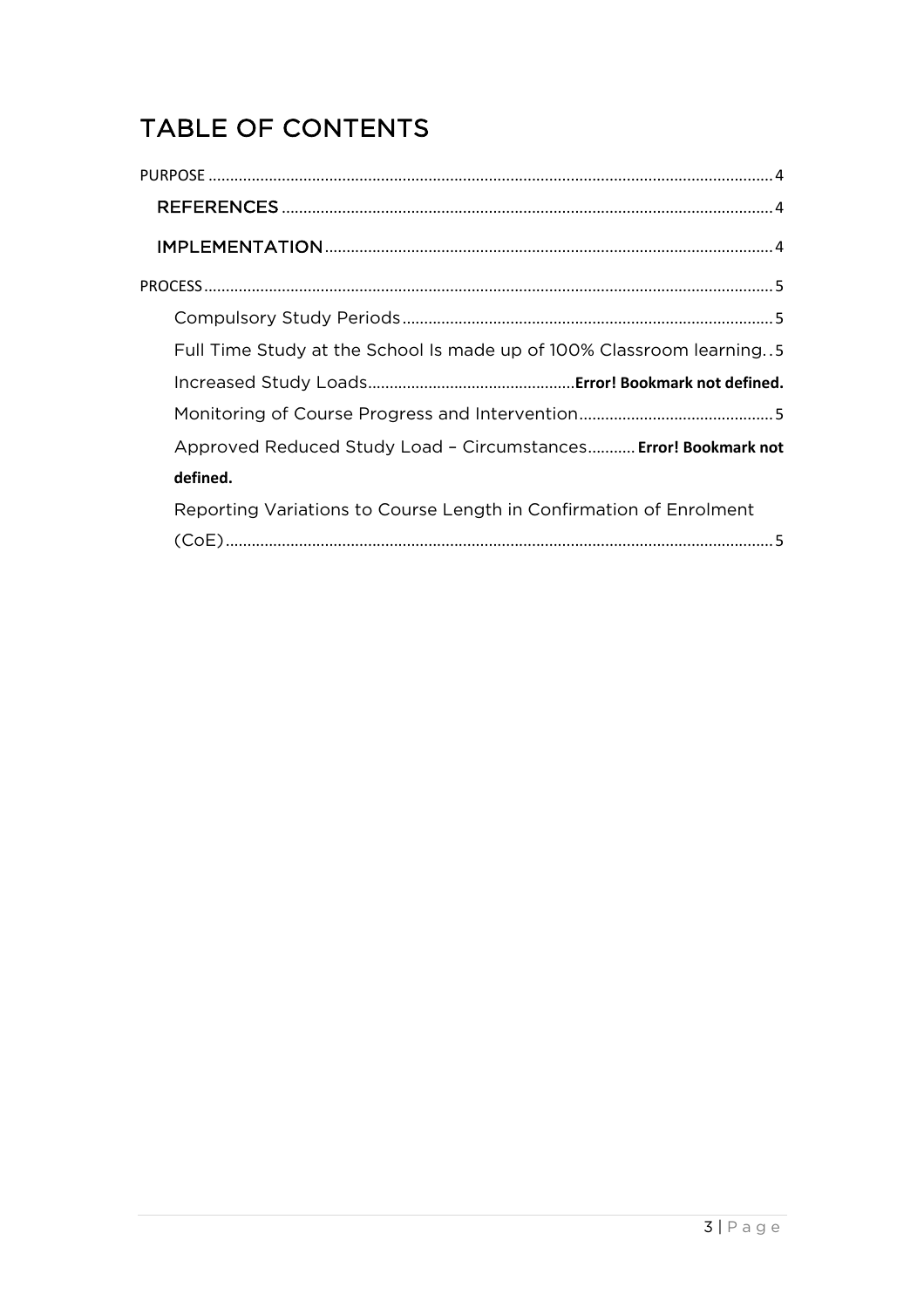# TABLE OF CONTENTS

PURPOSE .......... 4

REFERENCES .......... 4

IMPLEMENTATION .......... 4

PROCESS .......... 5

Compulsory Study Periods .......... 5

Full Time Study at the School Is made up of 100% Classroom learning. . 5

Increased Study Loads .......... **Error! Bookmark not defined.**

Monitoring of Course Progress and Intervention .......... 5

Approved Reduced Study Load – Circumstances .......... **Error! Bookmark not defined.**

Reporting Variations to Course Length in Confirmation of Enrolment (CoE) .......... 5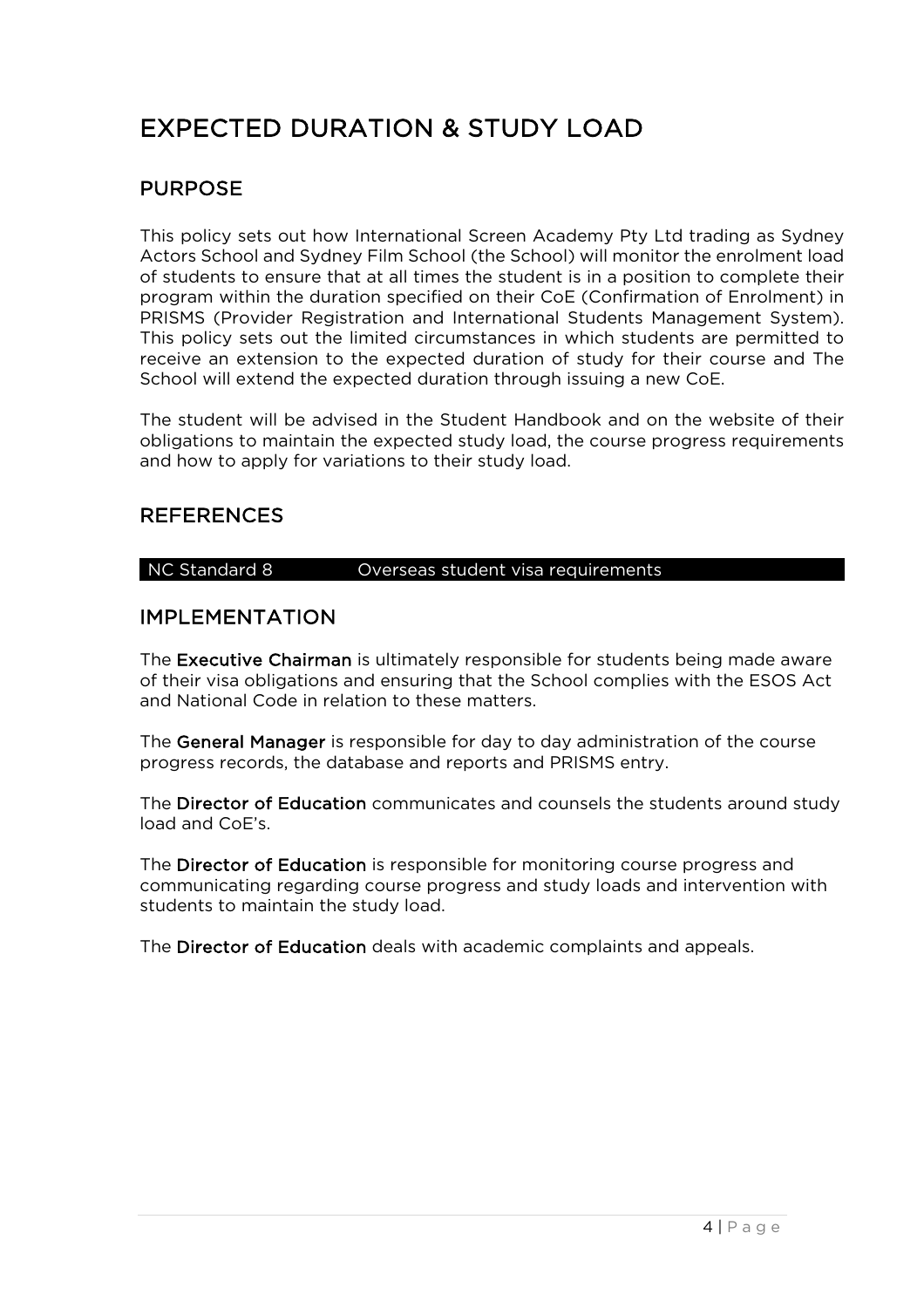# EXPECTED DURATION & STUDY LOAD

## PURPOSE

This policy sets out how International Screen Academy Pty Ltd trading as Sydney Actors School and Sydney Film School (the School) will monitor the enrolment load of students to ensure that at all times the student is in a position to complete their program within the duration specified on their CoE (Confirmation of Enrolment) in PRISMS (Provider Registration and International Students Management System). This policy sets out the limited circumstances in which students are permitted to receive an extension to the expected duration of study for their course and The School will extend the expected duration through issuing a new CoE.

The student will be advised in the Student Handbook and on the website of their obligations to maintain the expected study load, the course progress requirements and how to apply for variations to their study load.

## REFERENCES

| NC Standard 8 | Overseas student visa requirements |
|---|---|

## IMPLEMENTATION

The **Executive Chairman** is ultimately responsible for students being made aware of their visa obligations and ensuring that the School complies with the ESOS Act and National Code in relation to these matters.

The **General Manager** is responsible for day to day administration of the course progress records, the database and reports and PRISMS entry.

The **Director of Education** communicates and counsels the students around study load and CoE's.

The **Director of Education** is responsible for monitoring course progress and communicating regarding course progress and study loads and intervention with students to maintain the study load.

The **Director of Education** deals with academic complaints and appeals.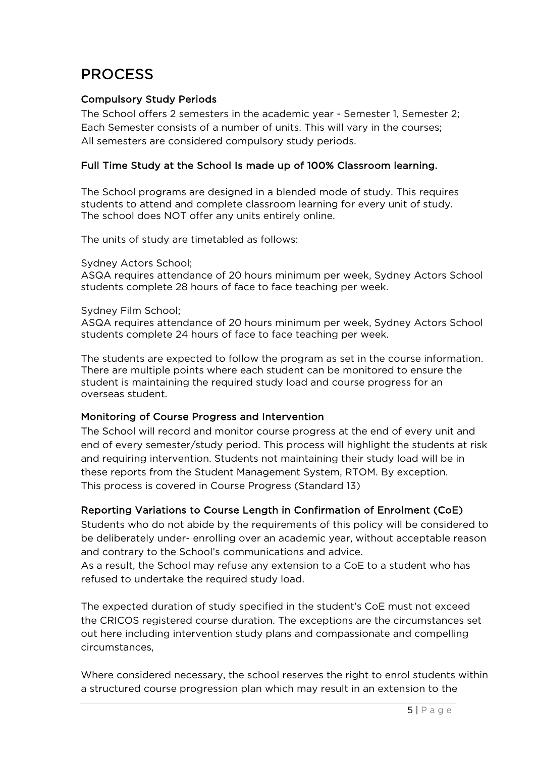# PROCESS

### Compulsory Study Periods

The School offers 2 semesters in the academic year - Semester 1, Semester 2;
Each Semester consists of a number of units. This will vary in the courses;
All semesters are considered compulsory study periods.

### Full Time Study at the School Is made up of 100% Classroom learning.

The School programs are designed in a blended mode of study. This requires students to attend and complete classroom learning for every unit of study. The school does NOT offer any units entirely online.

The units of study are timetabled as follows:

Sydney Actors School;
ASQA requires attendance of 20 hours minimum per week, Sydney Actors School students complete 28 hours of face to face teaching per week.

Sydney Film School;
ASQA requires attendance of 20 hours minimum per week, Sydney Actors School students complete 24 hours of face to face teaching per week.

The students are expected to follow the program as set in the course information. There are multiple points where each student can be monitored to ensure the student is maintaining the required study load and course progress for an overseas student.

### Monitoring of Course Progress and Intervention

The School will record and monitor course progress at the end of every unit and end of every semester/study period. This process will highlight the students at risk and requiring intervention. Students not maintaining their study load will be in these reports from the Student Management System, RTOM. By exception.
This process is covered in Course Progress (Standard 13)

### Reporting Variations to Course Length in Confirmation of Enrolment (CoE)

Students who do not abide by the requirements of this policy will be considered to be deliberately under- enrolling over an academic year, without acceptable reason and contrary to the School's communications and advice.
As a result, the School may refuse any extension to a CoE to a student who has refused to undertake the required study load.

The expected duration of study specified in the student's CoE must not exceed the CRICOS registered course duration. The exceptions are the circumstances set out here including intervention study plans and compassionate and compelling circumstances,

Where considered necessary, the school reserves the right to enrol students within a structured course progression plan which may result in an extension to the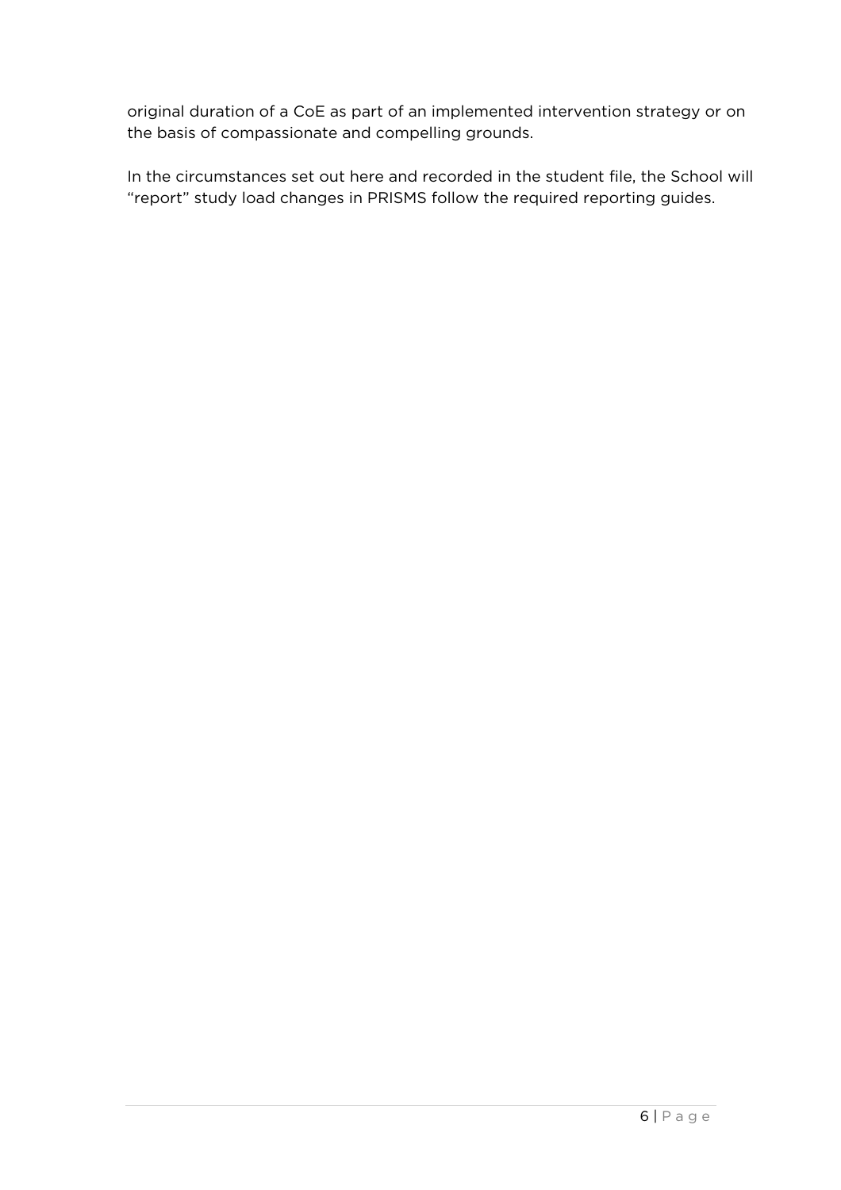original duration of a CoE as part of an implemented intervention strategy or on the basis of compassionate and compelling grounds.

In the circumstances set out here and recorded in the student file, the School will "report" study load changes in PRISMS follow the required reporting guides.